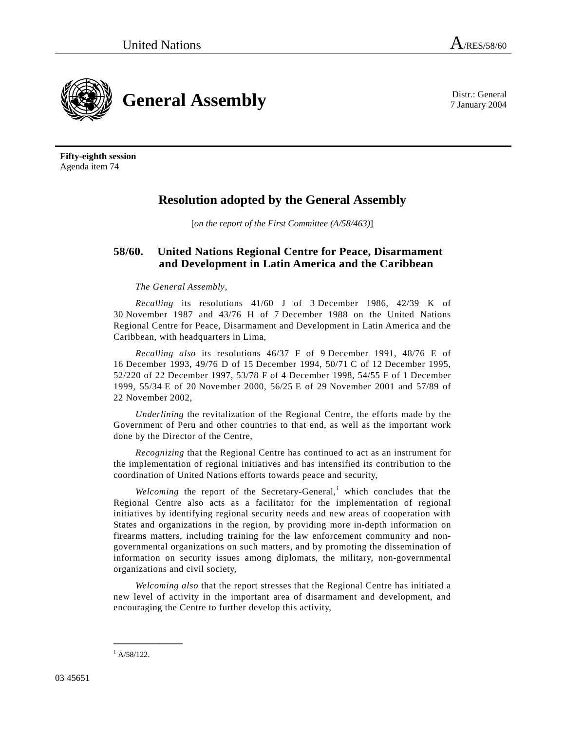United Nations A/RES/58/60

# General Assembly

Distr.: General
7 January 2004

**Fifty-eighth session**
Agenda item 74

## Resolution adopted by the General Assembly

[*on the report of the First Committee (A/58/463)*]

### 58/60. United Nations Regional Centre for Peace, Disarmament and Development in Latin America and the Caribbean

*The General Assembly*,

*Recalling* its resolutions 41/60 J of 3 December 1986, 42/39 K of 30 November 1987 and 43/76 H of 7 December 1988 on the United Nations Regional Centre for Peace, Disarmament and Development in Latin America and the Caribbean, with headquarters in Lima,

*Recalling also* its resolutions 46/37 F of 9 December 1991, 48/76 E of 16 December 1993, 49/76 D of 15 December 1994, 50/71 C of 12 December 1995, 52/220 of 22 December 1997, 53/78 F of 4 December 1998, 54/55 F of 1 December 1999, 55/34 E of 20 November 2000, 56/25 E of 29 November 2001 and 57/89 of 22 November 2002,

*Underlining* the revitalization of the Regional Centre, the efforts made by the Government of Peru and other countries to that end, as well as the important work done by the Director of the Centre,

*Recognizing* that the Regional Centre has continued to act as an instrument for the implementation of regional initiatives and has intensified its contribution to the coordination of United Nations efforts towards peace and security,

*Welcoming* the report of the Secretary-General,[1] which concludes that the Regional Centre also acts as a facilitator for the implementation of regional initiatives by identifying regional security needs and new areas of cooperation with States and organizations in the region, by providing more in-depth information on firearms matters, including training for the law enforcement community and non-governmental organizations on such matters, and by promoting the dissemination of information on security issues among diplomats, the military, non-governmental organizations and civil society,

*Welcoming also* that the report stresses that the Regional Centre has initiated a new level of activity in the important area of disarmament and development, and encouraging the Centre to further develop this activity,

---

[1] A/58/122.

03 45651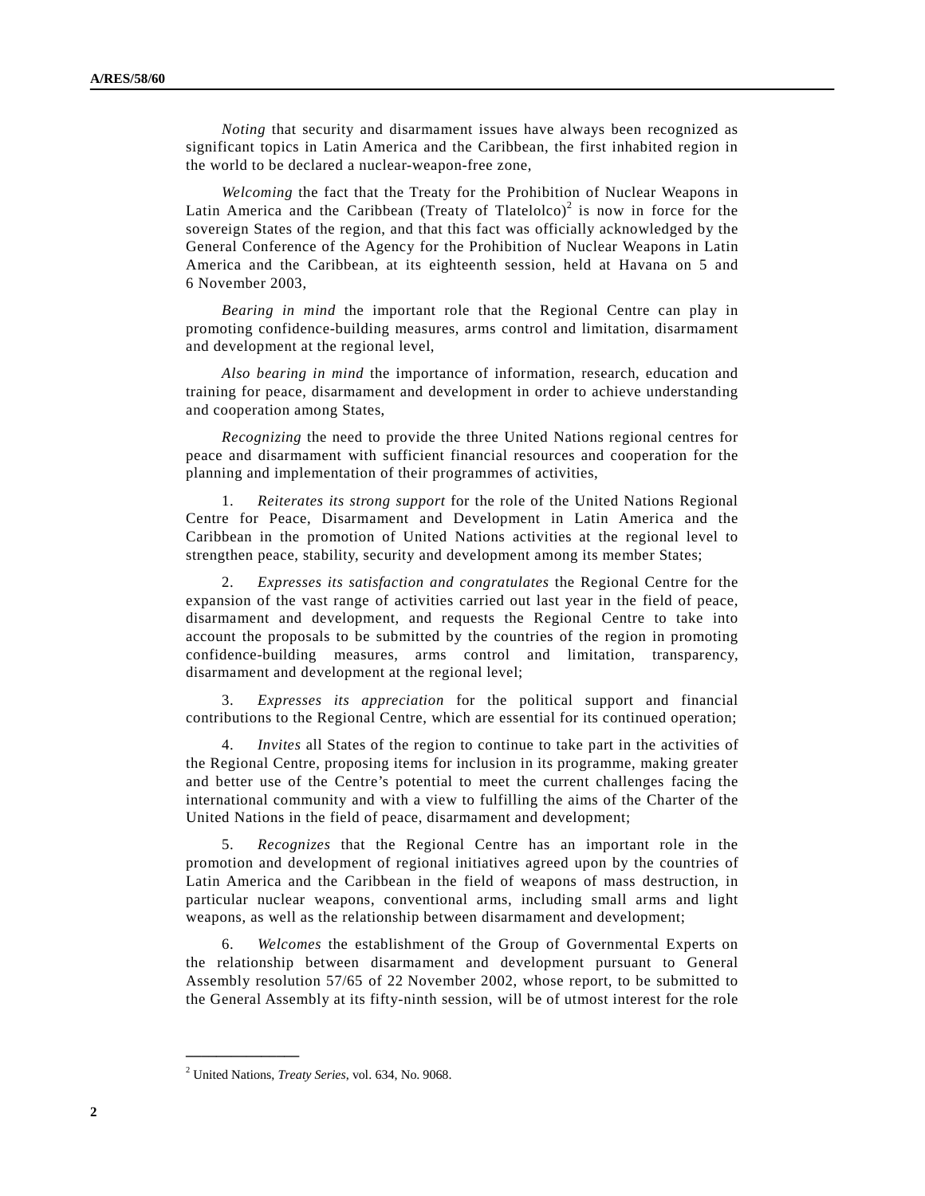*Noting* that security and disarmament issues have always been recognized as significant topics in Latin America and the Caribbean, the first inhabited region in the world to be declared a nuclear-weapon-free zone,

*Welcoming* the fact that the Treaty for the Prohibition of Nuclear Weapons in Latin America and the Caribbean (Treaty of Tlatelolco)[2] is now in force for the sovereign States of the region, and that this fact was officially acknowledged by the General Conference of the Agency for the Prohibition of Nuclear Weapons in Latin America and the Caribbean, at its eighteenth session, held at Havana on 5 and 6 November 2003,

*Bearing in mind* the important role that the Regional Centre can play in promoting confidence-building measures, arms control and limitation, disarmament and development at the regional level,

*Also bearing in mind* the importance of information, research, education and training for peace, disarmament and development in order to achieve understanding and cooperation among States,

*Recognizing* the need to provide the three United Nations regional centres for peace and disarmament with sufficient financial resources and cooperation for the planning and implementation of their programmes of activities,

1. *Reiterates its strong support* for the role of the United Nations Regional Centre for Peace, Disarmament and Development in Latin America and the Caribbean in the promotion of United Nations activities at the regional level to strengthen peace, stability, security and development among its member States;

2. *Expresses its satisfaction and congratulates* the Regional Centre for the expansion of the vast range of activities carried out last year in the field of peace, disarmament and development, and requests the Regional Centre to take into account the proposals to be submitted by the countries of the region in promoting confidence-building measures, arms control and limitation, transparency, disarmament and development at the regional level;

3. *Expresses its appreciation* for the political support and financial contributions to the Regional Centre, which are essential for its continued operation;

4. *Invites* all States of the region to continue to take part in the activities of the Regional Centre, proposing items for inclusion in its programme, making greater and better use of the Centre's potential to meet the current challenges facing the international community and with a view to fulfilling the aims of the Charter of the United Nations in the field of peace, disarmament and development;

5. *Recognizes* that the Regional Centre has an important role in the promotion and development of regional initiatives agreed upon by the countries of Latin America and the Caribbean in the field of weapons of mass destruction, in particular nuclear weapons, conventional arms, including small arms and light weapons, as well as the relationship between disarmament and development;

6. *Welcomes* the establishment of the Group of Governmental Experts on the relationship between disarmament and development pursuant to General Assembly resolution 57/65 of 22 November 2002, whose report, to be submitted to the General Assembly at its fifty-ninth session, will be of utmost interest for the role

---

[2] United Nations, *Treaty Series*, vol. 634, No. 9068.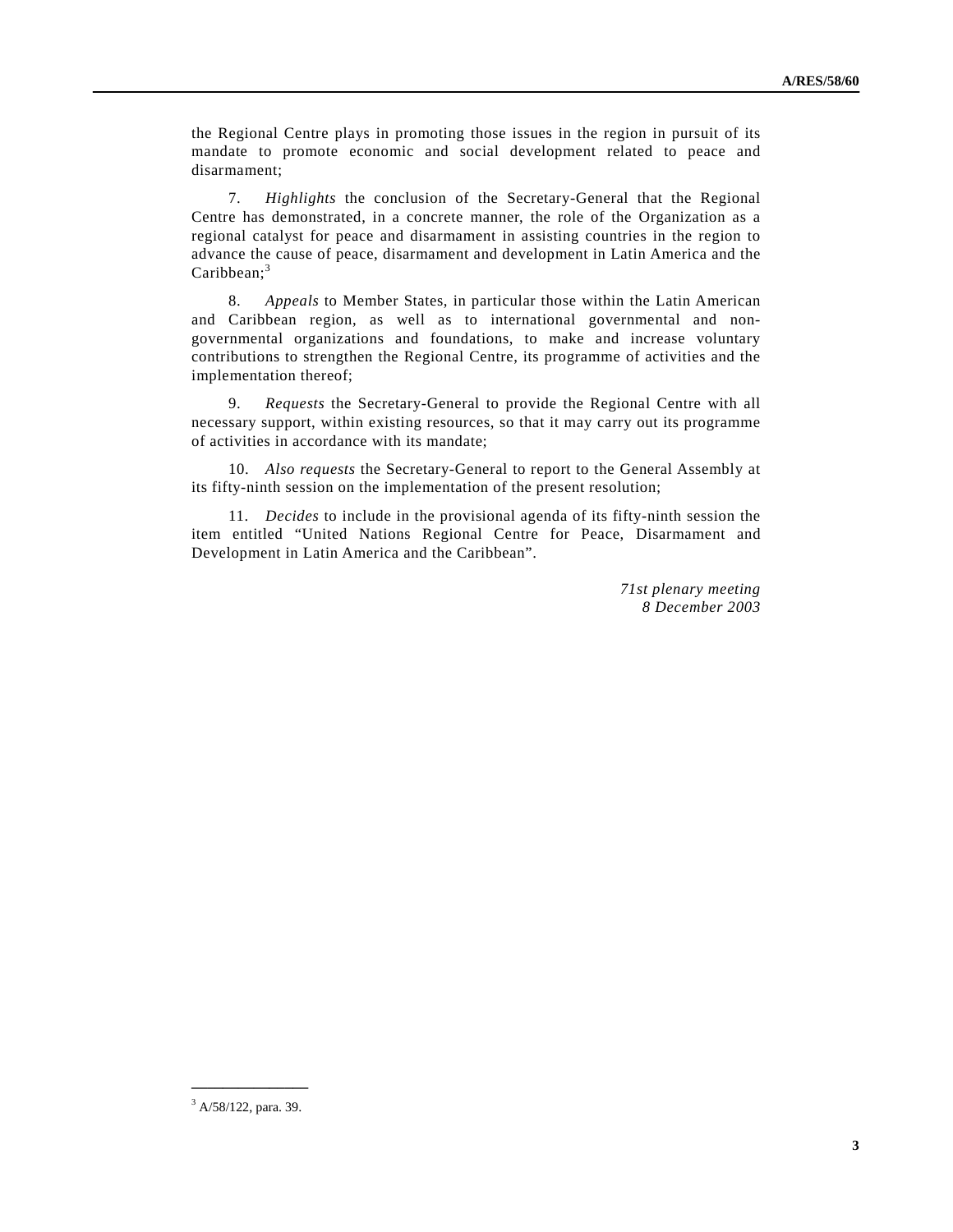the Regional Centre plays in promoting those issues in the region in pursuit of its mandate to promote economic and social development related to peace and disarmament;

7. *Highlights* the conclusion of the Secretary-General that the Regional Centre has demonstrated, in a concrete manner, the role of the Organization as a regional catalyst for peace and disarmament in assisting countries in the region to advance the cause of peace, disarmament and development in Latin America and the Caribbean;[3]

8. *Appeals* to Member States, in particular those within the Latin American and Caribbean region, as well as to international governmental and non-governmental organizations and foundations, to make and increase voluntary contributions to strengthen the Regional Centre, its programme of activities and the implementation thereof;

9. *Requests* the Secretary-General to provide the Regional Centre with all necessary support, within existing resources, so that it may carry out its programme of activities in accordance with its mandate;

10. *Also requests* the Secretary-General to report to the General Assembly at its fifty-ninth session on the implementation of the present resolution;

11. *Decides* to include in the provisional agenda of its fifty-ninth session the item entitled "United Nations Regional Centre for Peace, Disarmament and Development in Latin America and the Caribbean".

*71st plenary meeting*
*8 December 2003*

---

[3] A/58/122, para. 39.